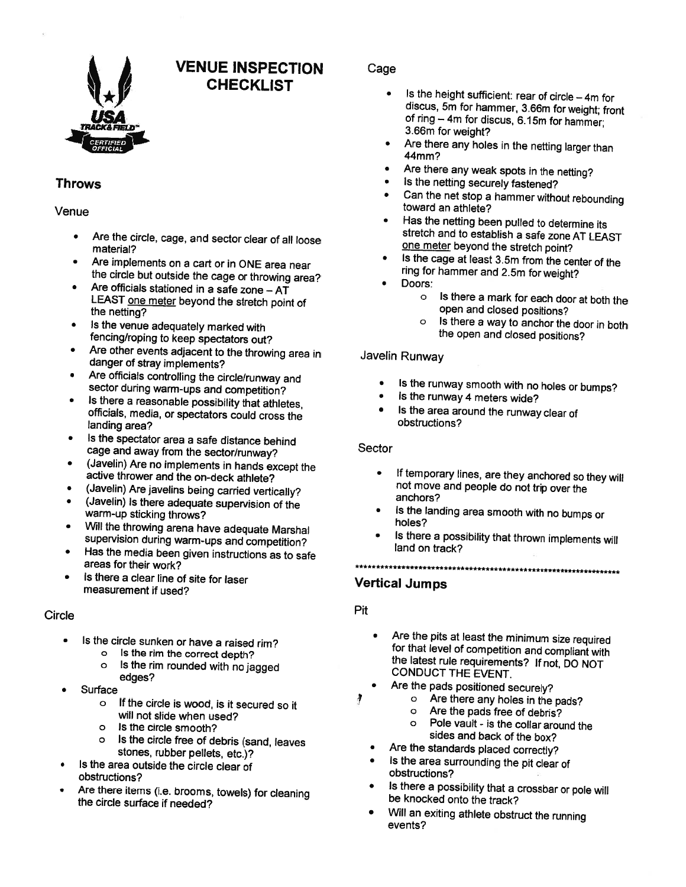# VENUE INSPECTION CHECKLIST

## Throws

### Venue

- Are the circle, cage, and sector clear of all loose material?
- Are implements on a cart or in ONE area near the circle but outside the cage or throwing area?
- Are officials stationed in a safe zone – AT LEAST one meter beyond the stretch point of the netting?
- Is the venue adequately marked with fencing/roping to keep spectators out?
- Are other events adjacent to the throwing area in danger of stray implements?
- Are officials controlling the circle/runway and sector during warm-ups and competition?
- Is there a reasonable possibility that athletes, officials, media, or spectators could cross the landing area?
- Is the spectator area a safe distance behind cage and away from the sector/runway?
- (Javelin) Are no implements in hands except the active thrower and the on-deck athlete?
- (Javelin) Are javelins being carried vertically?
- (Javelin) Is there adequate supervision of the warm-up sticking throws?
- Will the throwing arena have adequate Marshal supervision during warm-ups and competition?
- Has the media been given instructions as to safe areas for their work?
- Is there a clear line of site for laser measurement if used?

### Circle

- Is the circle sunken or have a raised rim?
  - Is the rim the correct depth?
  - Is the rim rounded with no jagged edges?
- Surface
  - If the circle is wood, is it secured so it will not slide when used?
  - Is the circle smooth?
  - Is the circle free of debris (sand, leaves stones, rubber pellets, etc.)?
- Is the area outside the circle clear of obstructions?
- Are there items (i.e. brooms, towels) for cleaning the circle surface if needed?

### Cage

- Is the height sufficient: rear of circle – 4m for discus, 5m for hammer, 3.66m for weight; front of ring – 4m for discus, 6.15m for hammer; 3.66m for weight?
- Are there any holes in the netting larger than 44mm?
- Are there any weak spots in the netting?
- Is the netting securely fastened?
- Can the net stop a hammer without rebounding toward an athlete?
- Has the netting been pulled to determine its stretch and to establish a safe zone AT LEAST one meter beyond the stretch point?
- Is the cage at least 3.5m from the center of the ring for hammer and 2.5m for weight?
- Doors:
  - Is there a mark for each door at both the open and closed positions?
  - Is there a way to anchor the door in both the open and closed positions?

### Javelin Runway

- Is the runway smooth with no holes or bumps?
- Is the runway 4 meters wide?
- Is the area around the runway clear of obstructions?

### Sector

- If temporary lines, are they anchored so they will not move and people do not trip over the anchors?
- Is the landing area smooth with no bumps or holes?
- Is there a possibility that thrown implements will land on track?

*****************************************************************

## Vertical Jumps

### Pit

- Are the pits at least the minimum size required for that level of competition and compliant with the latest rule requirements? If not, DO NOT CONDUCT THE EVENT.
- Are the pads positioned securely?
  - Are there any holes in the pads?
  - Are the pads free of debris?
  - Pole vault - is the collar around the sides and back of the box?
- Are the standards placed correctly?
- Is the area surrounding the pit clear of obstructions?
- Is there a possibility that a crossbar or pole will be knocked onto the track?
- Will an exiting athlete obstruct the running events?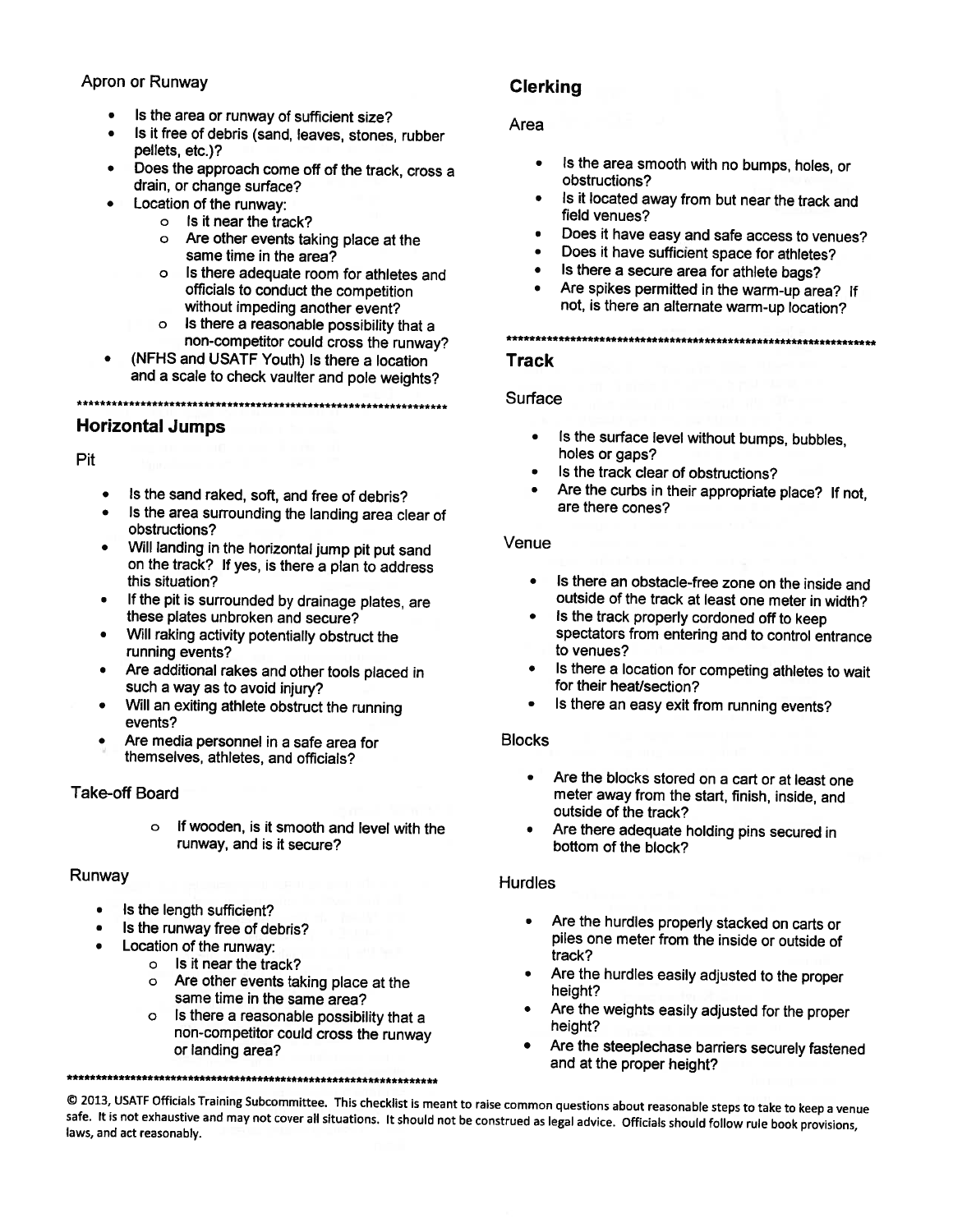Apron or Runway

- Is the area or runway of sufficient size?
- Is it free of debris (sand, leaves, stones, rubber pellets, etc.)?
- Does the approach come off of the track, cross a drain, or change surface?
- Location of the runway:
  - Is it near the track?
  - Are other events taking place at the same time in the area?
  - Is there adequate room for athletes and officials to conduct the competition without impeding another event?
  - Is there a reasonable possibility that a non-competitor could cross the runway?
- (NFHS and USATF Youth) Is there a location and a scale to check vaulter and pole weights?

******************************************************************

## Horizontal Jumps

Pit

- Is the sand raked, soft, and free of debris?
- Is the area surrounding the landing area clear of obstructions?
- Will landing in the horizontal jump pit put sand on the track? If yes, is there a plan to address this situation?
- If the pit is surrounded by drainage plates, are these plates unbroken and secure?
- Will raking activity potentially obstruct the running events?
- Are additional rakes and other tools placed in such a way as to avoid injury?
- Will an exiting athlete obstruct the running events?
- Are media personnel in a safe area for themselves, athletes, and officials?

Take-off Board

- If wooden, is it smooth and level with the runway, and is it secure?

Runway

- Is the length sufficient?
- Is the runway free of debris?
- Location of the runway:
  - Is it near the track?
  - Are other events taking place at the same time in the same area?
  - Is there a reasonable possibility that a non-competitor could cross the runway or landing area?

******************************************************************

## Clerking

Area

- Is the area smooth with no bumps, holes, or obstructions?
- Is it located away from but near the track and field venues?
- Does it have easy and safe access to venues?
- Does it have sufficient space for athletes?
- Is there a secure area for athlete bags?
- Are spikes permitted in the warm-up area? If not, is there an alternate warm-up location?

******************************************************************

## Track

Surface

- Is the surface level without bumps, bubbles, holes or gaps?
- Is the track clear of obstructions?
- Are the curbs in their appropriate place? If not, are there cones?

Venue

- Is there an obstacle-free zone on the inside and outside of the track at least one meter in width?
- Is the track properly cordoned off to keep spectators from entering and to control entrance to venues?
- Is there a location for competing athletes to wait for their heat/section?
- Is there an easy exit from running events?

Blocks

- Are the blocks stored on a cart or at least one meter away from the start, finish, inside, and outside of the track?
- Are there adequate holding pins secured in bottom of the block?

Hurdles

- Are the hurdles properly stacked on carts or piles one meter from the inside or outside of track?
- Are the hurdles easily adjusted to the proper height?
- Are the weights easily adjusted for the proper height?
- Are the steeplechase barriers securely fastened and at the proper height?

© 2013, USATF Officials Training Subcommittee. This checklist is meant to raise common questions about reasonable steps to take to keep a venue safe. It is not exhaustive and may not cover all situations. It should not be construed as legal advice. Officials should follow rule book provisions, laws, and act reasonably.